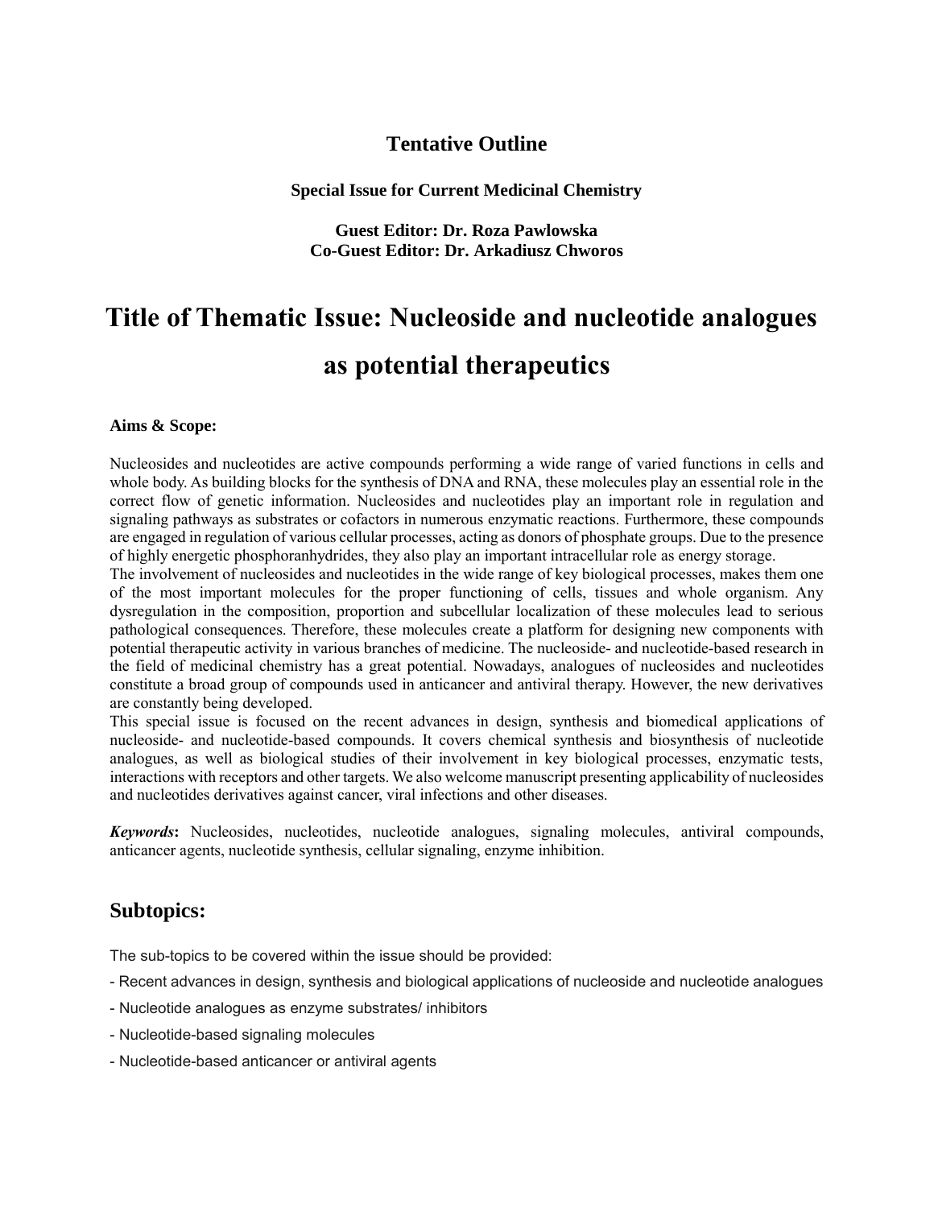## Tentative Outline

**Special Issue for Current Medicinal Chemistry**

**Guest Editor: Dr. Roza Pawlowska**
**Co-Guest Editor: Dr. Arkadiusz Chworos**

# Title of Thematic Issue: Nucleoside and nucleotide analogues as potential therapeutics

**Aims & Scope:**

Nucleosides and nucleotides are active compounds performing a wide range of varied functions in cells and whole body. As building blocks for the synthesis of DNA and RNA, these molecules play an essential role in the correct flow of genetic information. Nucleosides and nucleotides play an important role in regulation and signaling pathways as substrates or cofactors in numerous enzymatic reactions. Furthermore, these compounds are engaged in regulation of various cellular processes, acting as donors of phosphate groups. Due to the presence of highly energetic phosphoranhydrides, they also play an important intracellular role as energy storage.

The involvement of nucleosides and nucleotides in the wide range of key biological processes, makes them one of the most important molecules for the proper functioning of cells, tissues and whole organism. Any dysregulation in the composition, proportion and subcellular localization of these molecules lead to serious pathological consequences. Therefore, these molecules create a platform for designing new components with potential therapeutic activity in various branches of medicine. The nucleoside- and nucleotide-based research in the field of medicinal chemistry has a great potential. Nowadays, analogues of nucleosides and nucleotides constitute a broad group of compounds used in anticancer and antiviral therapy. However, the new derivatives are constantly being developed.

This special issue is focused on the recent advances in design, synthesis and biomedical applications of nucleoside- and nucleotide-based compounds. It covers chemical synthesis and biosynthesis of nucleotide analogues, as well as biological studies of their involvement in key biological processes, enzymatic tests, interactions with receptors and other targets. We also welcome manuscript presenting applicability of nucleosides and nucleotides derivatives against cancer, viral infections and other diseases.

***Keywords*:** Nucleosides, nucleotides, nucleotide analogues, signaling molecules, antiviral compounds, anticancer agents, nucleotide synthesis, cellular signaling, enzyme inhibition.

## Subtopics:

The sub-topics to be covered within the issue should be provided:

- Recent advances in design, synthesis and biological applications of nucleoside and nucleotide analogues
- Nucleotide analogues as enzyme substrates/ inhibitors
- Nucleotide-based signaling molecules
- Nucleotide-based anticancer or antiviral agents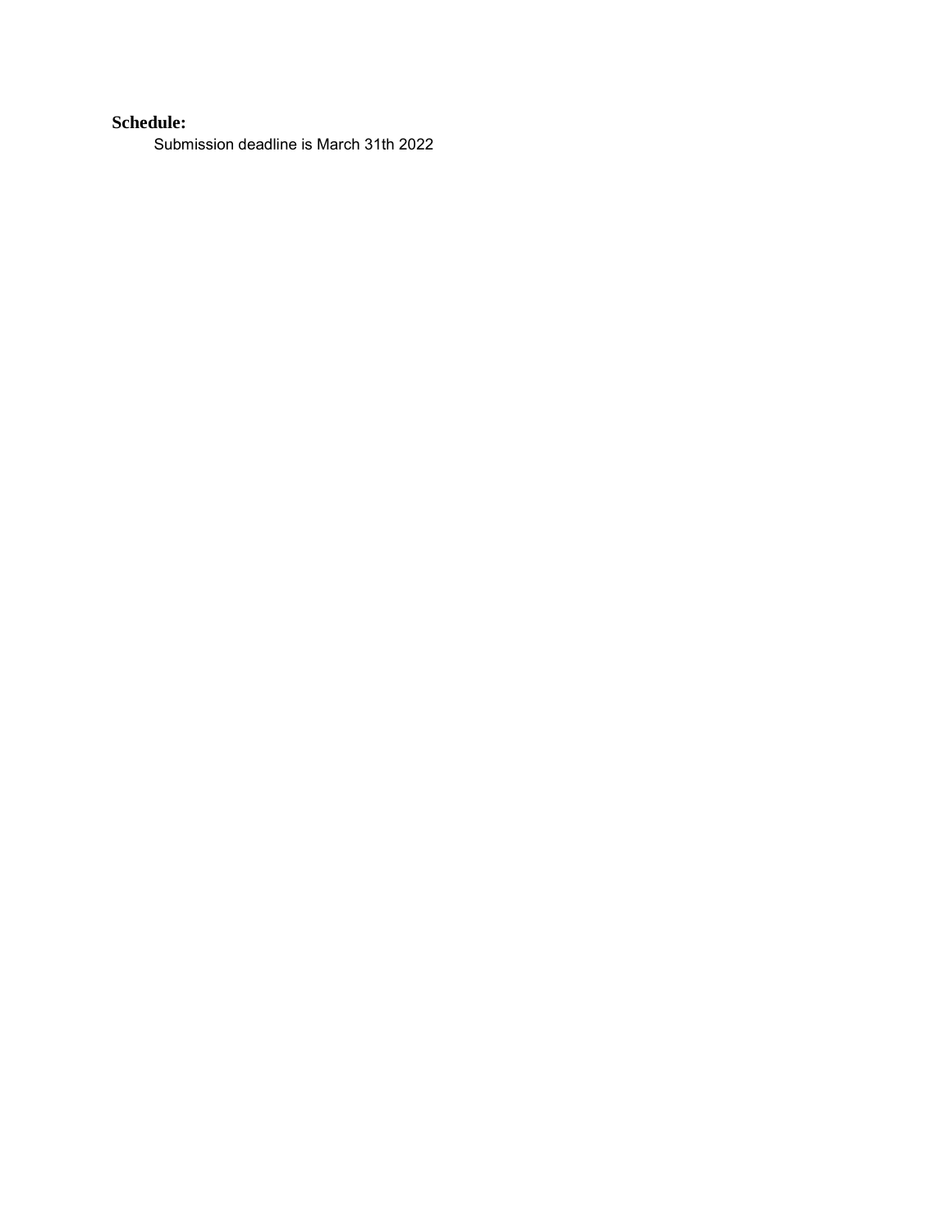**Schedule:**

Submission deadline is March 31th 2022